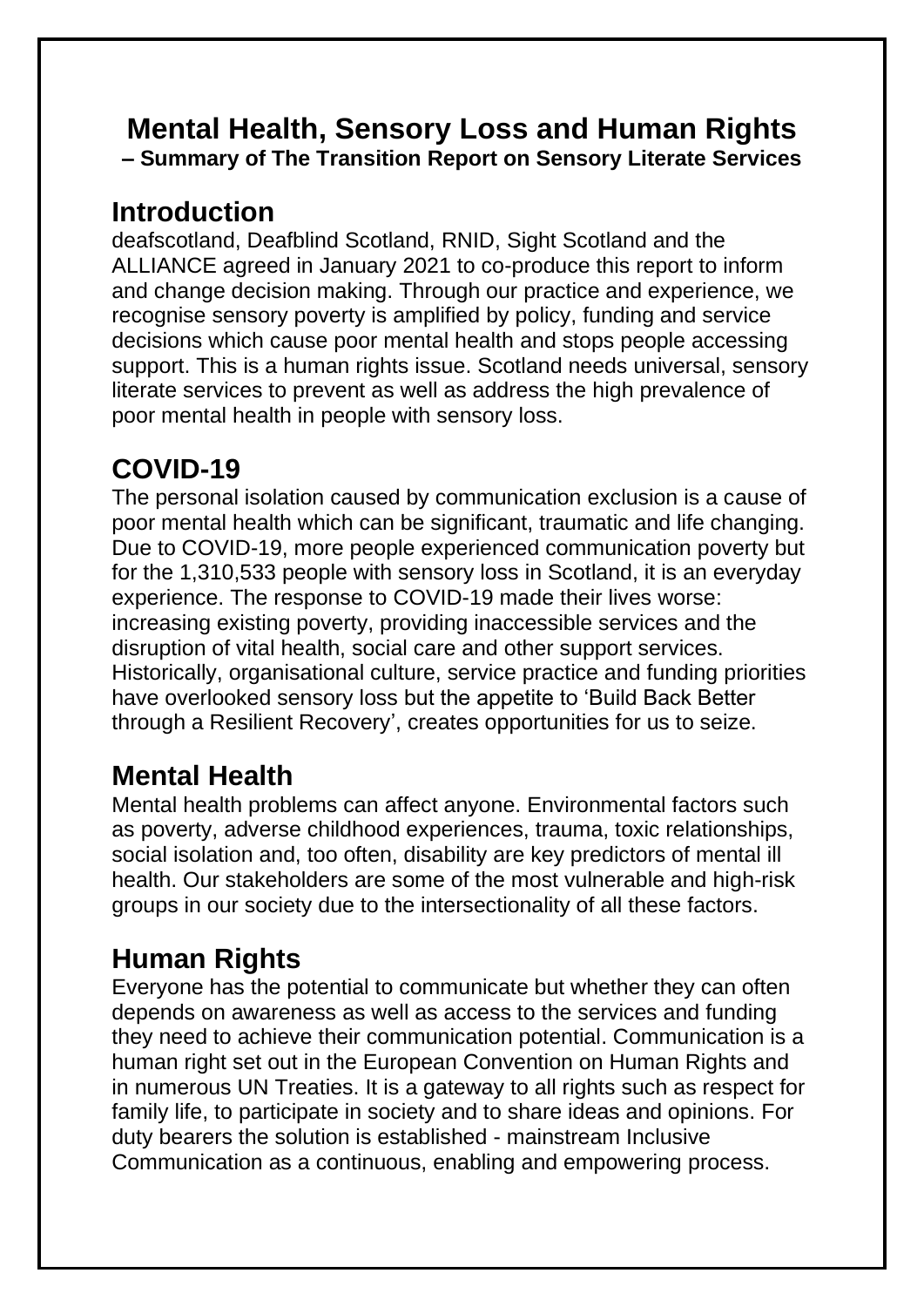# Mental Health, Sensory Loss and Human Rights

**– Summary of The Transition Report on Sensory Literate Services**

## Introduction

deafscotland, Deafblind Scotland, RNID, Sight Scotland and the ALLIANCE agreed in January 2021 to co-produce this report to inform and change decision making. Through our practice and experience, we recognise sensory poverty is amplified by policy, funding and service decisions which cause poor mental health and stops people accessing support. This is a human rights issue. Scotland needs universal, sensory literate services to prevent as well as address the high prevalence of poor mental health in people with sensory loss.

## COVID-19

The personal isolation caused by communication exclusion is a cause of poor mental health which can be significant, traumatic and life changing. Due to COVID-19, more people experienced communication poverty but for the 1,310,533 people with sensory loss in Scotland, it is an everyday experience. The response to COVID-19 made their lives worse: increasing existing poverty, providing inaccessible services and the disruption of vital health, social care and other support services. Historically, organisational culture, service practice and funding priorities have overlooked sensory loss but the appetite to 'Build Back Better through a Resilient Recovery', creates opportunities for us to seize.

## Mental Health

Mental health problems can affect anyone. Environmental factors such as poverty, adverse childhood experiences, trauma, toxic relationships, social isolation and, too often, disability are key predictors of mental ill health. Our stakeholders are some of the most vulnerable and high-risk groups in our society due to the intersectionality of all these factors.

## Human Rights

Everyone has the potential to communicate but whether they can often depends on awareness as well as access to the services and funding they need to achieve their communication potential. Communication is a human right set out in the European Convention on Human Rights and in numerous UN Treaties. It is a gateway to all rights such as respect for family life, to participate in society and to share ideas and opinions. For duty bearers the solution is established - mainstream Inclusive Communication as a continuous, enabling and empowering process.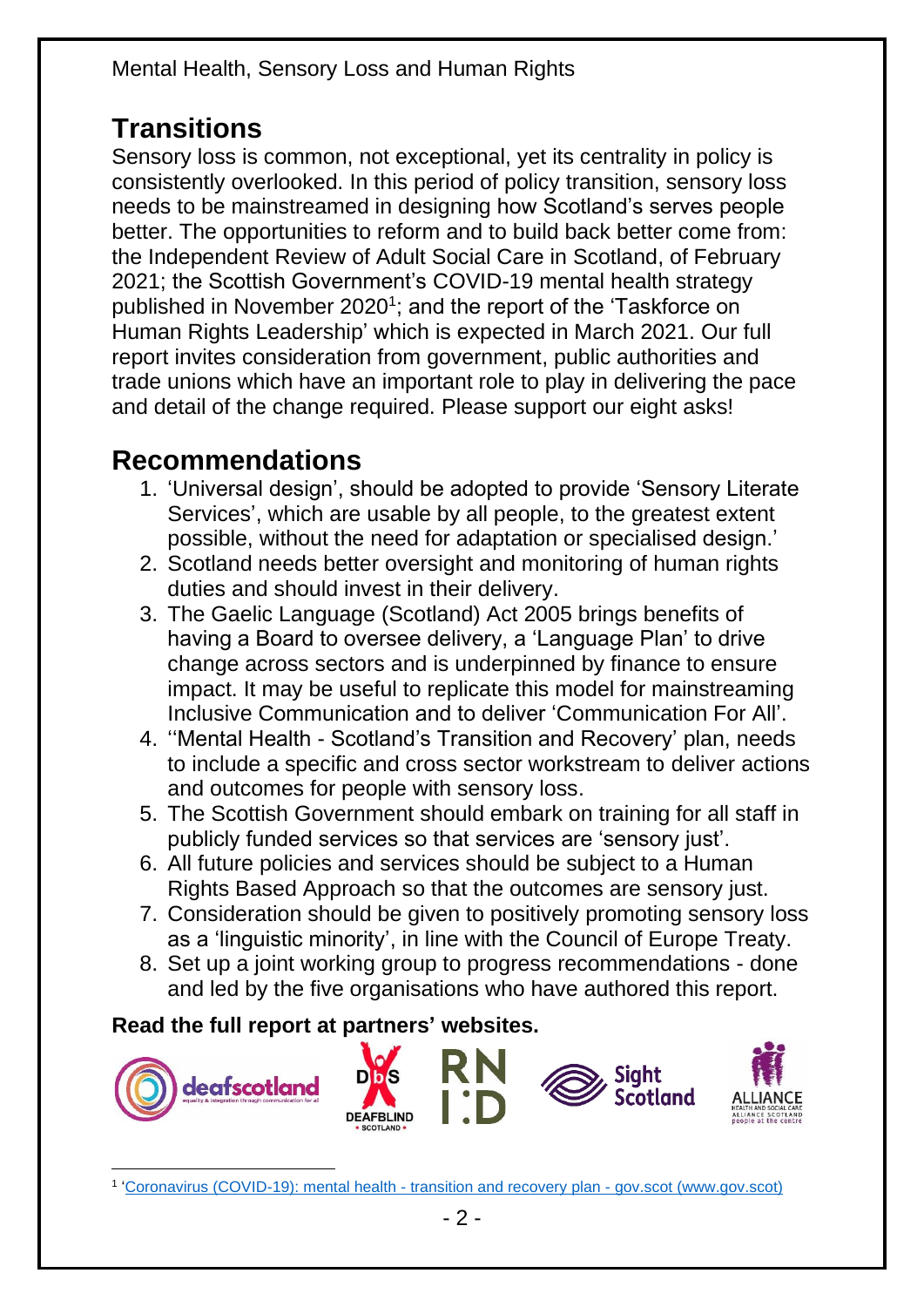## Transitions

Sensory loss is common, not exceptional, yet its centrality in policy is consistently overlooked. In this period of policy transition, sensory loss needs to be mainstreamed in designing how Scotland's serves people better. The opportunities to reform and to build back better come from: the Independent Review of Adult Social Care in Scotland, of February 2021; the Scottish Government's COVID-19 mental health strategy published in November 2020[1]; and the report of the 'Taskforce on Human Rights Leadership' which is expected in March 2021. Our full report invites consideration from government, public authorities and trade unions which have an important role to play in delivering the pace and detail of the change required. Please support our eight asks!

## Recommendations

1. 'Universal design', should be adopted to provide 'Sensory Literate Services', which are usable by all people, to the greatest extent possible, without the need for adaptation or specialised design.'
2. Scotland needs better oversight and monitoring of human rights duties and should invest in their delivery.
3. The Gaelic Language (Scotland) Act 2005 brings benefits of having a Board to oversee delivery, a 'Language Plan' to drive change across sectors and is underpinned by finance to ensure impact. It may be useful to replicate this model for mainstreaming Inclusive Communication and to deliver 'Communication For All'.
4. ''Mental Health - Scotland's Transition and Recovery' plan, needs to include a specific and cross sector workstream to deliver actions and outcomes for people with sensory loss.
5. The Scottish Government should embark on training for all staff in publicly funded services so that services are 'sensory just'.
6. All future policies and services should be subject to a Human Rights Based Approach so that the outcomes are sensory just.
7. Consideration should be given to positively promoting sensory loss as a 'linguistic minority', in line with the Council of Europe Treaty.
8. Set up a joint working group to progress recommendations - done and led by the five organisations who have authored this report.

**Read the full report at partners' websites.**

deafscotland – equality & integration through communication for all | DEAFBLIND SCOTLAND | RNID | Sight Scotland | ALLIANCE – Health and Social Care Alliance Scotland – people at the centre

[1] 'Coronavirus (COVID-19): mental health - transition and recovery plan - gov.scot (www.gov.scot)